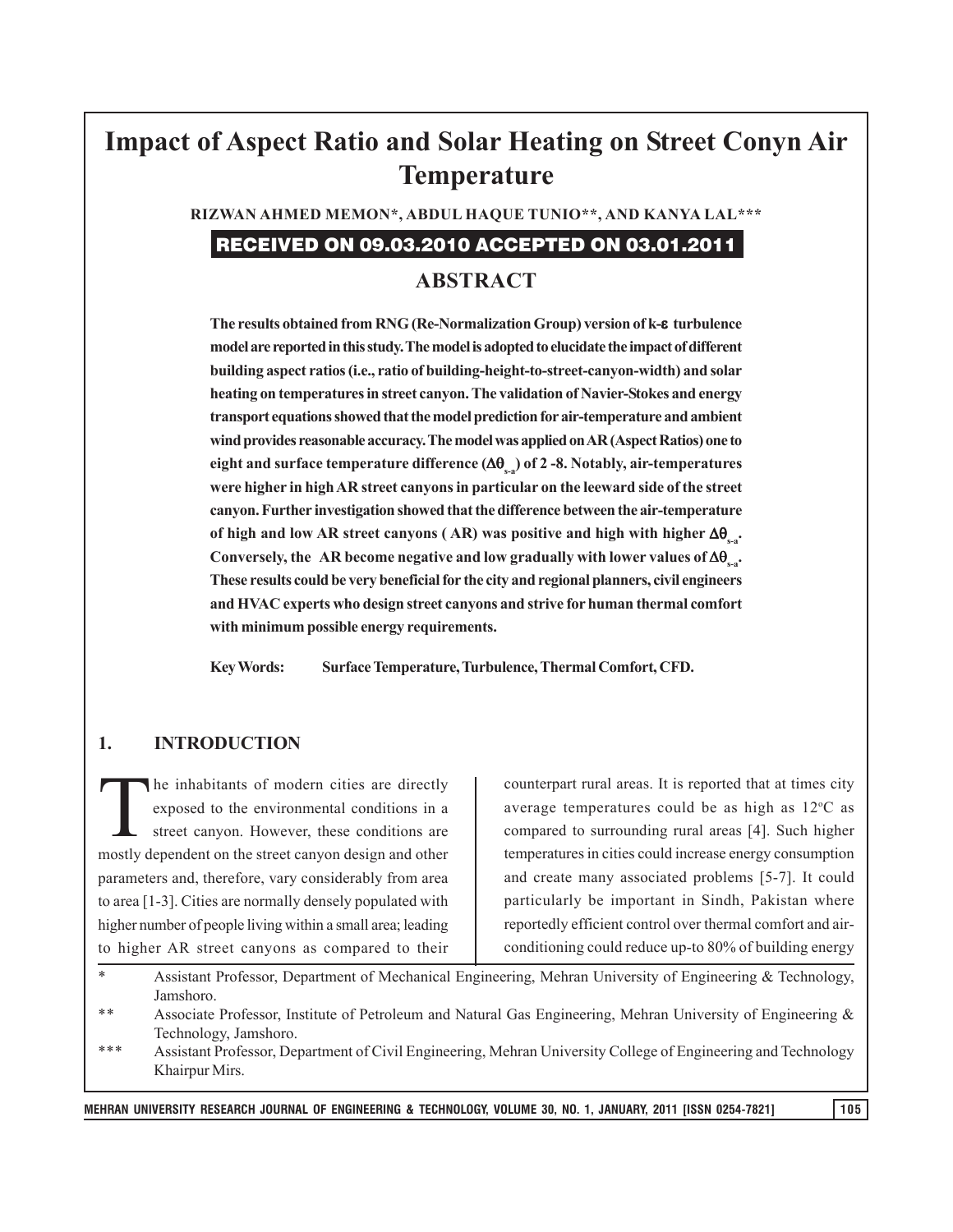# Impact of Aspect Ratio and Solar Heating on Street Conyn Air Temperature

**RIZWAN AHMED MEMON*, ABDUL HAQUE TUNIO**, AND KANYA LAL*****

**RECEIVED ON 09.03.2010 ACCEPTED ON 03.01.2011**

## ABSTRACT

**The results obtained from RNG (Re-Normalization Group) version of k-$\varepsilon$ turbulence model are reported in this study. The model is adopted to elucidate the impact of different building aspect ratios (i.e., ratio of building-height-to-street-canyon-width) and solar heating on temperatures in street canyon. The validation of Navier-Stokes and energy transport equations showed that the model prediction for air-temperature and ambient wind provides reasonable accuracy. The model was applied on AR (Aspect Ratios) one to eight and surface temperature difference ($\Delta\theta_{s-a}$) of 2 -8. Notably, air-temperatures were higher in high AR street canyons in particular on the leeward side of the street canyon. Further investigation showed that the difference between the air-temperature of high and low AR street canyons ( AR) was positive and high with higher $\Delta\theta_{s-a}$. Conversely, the AR become negative and low gradually with lower values of $\Delta\theta_{s-a}$. These results could be very beneficial for the city and regional planners, civil engineers and HVAC experts who design street canyons and strive for human thermal comfort with minimum possible energy requirements.**

**Key Words:** Surface Temperature, Turbulence, Thermal Comfort, CFD.

## 1. INTRODUCTION

The inhabitants of modern cities are directly exposed to the environmental conditions in a street canyon. However, these conditions are mostly dependent on the street canyon design and other parameters and, therefore, vary considerably from area to area [1-3]. Cities are normally densely populated with higher number of people living within a small area; leading to higher AR street canyons as compared to their counterpart rural areas. It is reported that at times city average temperatures could be as high as 12°C as compared to surrounding rural areas [4]. Such higher temperatures in cities could increase energy consumption and create many associated problems [5-7]. It could particularly be important in Sindh, Pakistan where reportedly efficient control over thermal comfort and air-conditioning could reduce up-to 80% of building energy

\* Assistant Professor, Department of Mechanical Engineering, Mehran University of Engineering & Technology, Jamshoro.
\*\* Associate Professor, Institute of Petroleum and Natural Gas Engineering, Mehran University of Engineering & Technology, Jamshoro.
\*\*\* Assistant Professor, Department of Civil Engineering, Mehran University College of Engineering and Technology Khairpur Mirs.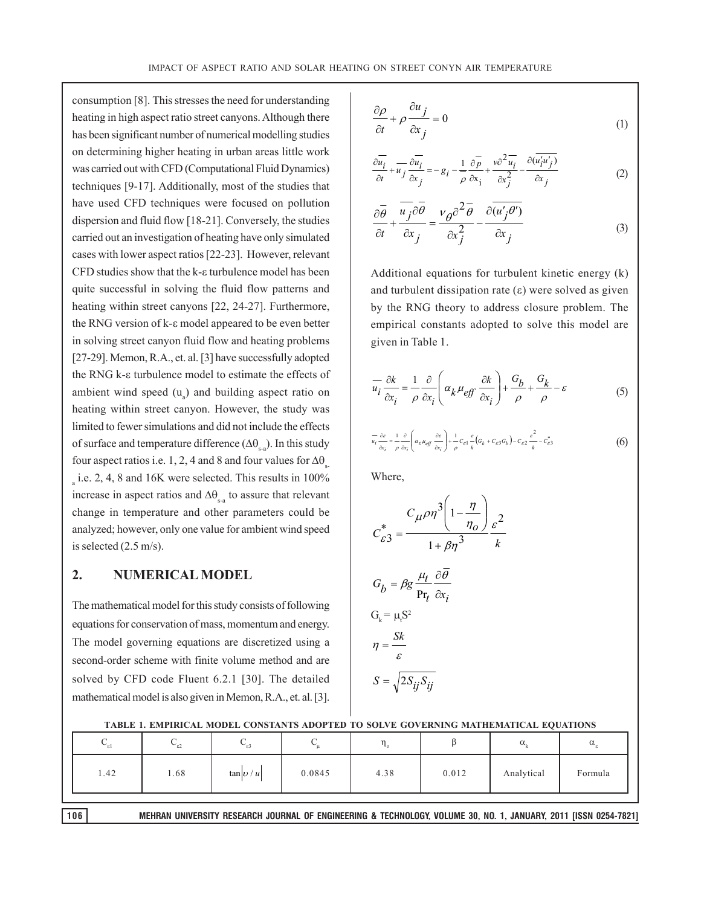consumption [8]. This stresses the need for understanding heating in high aspect ratio street canyons. Although there has been significant number of numerical modelling studies on determining higher heating in urban areas little work was carried out with CFD (Computational Fluid Dynamics) techniques [9-17]. Additionally, most of the studies that have used CFD techniques were focused on pollution dispersion and fluid flow [18-21]. Conversely, the studies carried out an investigation of heating have only simulated cases with lower aspect ratios [22-23]. However, relevant CFD studies show that the k-ε turbulence model has been quite successful in solving the fluid flow patterns and heating within street canyons [22, 24-27]. Furthermore, the RNG version of k-ε model appeared to be even better in solving street canyon fluid flow and heating problems [27-29]. Memon, R.A., et. al. [3] have successfully adopted the RNG k-ε turbulence model to estimate the effects of ambient wind speed ($u_a$) and building aspect ratio on heating within street canyon. However, the study was limited to fewer simulations and did not include the effects of surface and temperature difference ($\Delta\theta_{s-a}$). In this study four aspect ratios i.e. 1, 2, 4 and 8 and four values for $\Delta\theta_{s-a}$ i.e. 2, 4, 8 and 16K were selected. This results in 100% increase in aspect ratios and $\Delta\theta_{s-a}$ to assure that relevant change in temperature and other parameters could be analyzed; however, only one value for ambient wind speed is selected (2.5 m/s).

## 2. NUMERICAL MODEL

The mathematical model for this study consists of following equations for conservation of mass, momentum and energy. The model governing equations are discretized using a second-order scheme with finite volume method and are solved by CFD code Fluent 6.2.1 [30]. The detailed mathematical model is also given in Memon, R.A., et. al. [3].

$$\frac{\partial \rho}{\partial t} + \rho \frac{\partial u_j}{\partial x_j} = 0 \tag{1}$$

$$\frac{\partial \overline{u_i}}{\partial t} + \overline{u_j}\frac{\partial \overline{u_i}}{\partial x_j} = -g_i - \frac{1}{\rho}\frac{\partial \overline{p}}{\partial x_i} + \frac{v \partial^2 \overline{u_i}}{\partial x_j^2} - \frac{\partial(\overline{u_i' u_j'})}{\partial x_j} \tag{2}$$

$$\frac{\partial \overline{\theta}}{\partial t} + \frac{\overline{u_j}\partial \overline{\theta}}{\partial x_j} = \frac{v_\theta \partial^2 \overline{\theta}}{\partial x_j^2} - \frac{\partial(\overline{u_j' \theta'})}{\partial x_j} \tag{3}$$

Additional equations for turbulent kinetic energy (k) and turbulent dissipation rate (ε) were solved as given by the RNG theory to address closure problem. The empirical constants adopted to solve this model are given in Table 1.

$$\overline{u_i}\frac{\partial k}{\partial x_i} = \frac{1}{\rho}\frac{\partial}{\partial x_i}\left(\alpha_k \mu_{eff}\frac{\partial k}{\partial x_i}\right) + \frac{G_b}{\rho} + \frac{G_k}{\rho} - \varepsilon \tag{5}$$

$$\overline{u_i}\frac{\partial \varepsilon}{\partial x_i} = \frac{1}{\rho}\frac{\partial}{\partial x_i}\left(\alpha_\varepsilon \mu_{eff}\frac{\partial \varepsilon}{\partial x_i}\right) + \frac{1}{\rho}C_{\varepsilon 1}\frac{\varepsilon}{k}\left(G_k + C_{\varepsilon 3}G_b\right) - C_{\varepsilon 2}\frac{\varepsilon^2}{k} - C_{\varepsilon 3}^* \tag{6}$$

Where,

$$C_{\varepsilon 3}^* = \frac{C_\mu \rho \eta^3 \left(1 - \frac{\eta}{\eta_o}\right)}{1 + \beta \eta^3}\frac{\varepsilon^2}{k}$$

$$G_b = \beta g \frac{\mu_t}{\Pr_t}\frac{\partial \overline{\theta}}{\partial x_i}$$

$$G_k = \mu_t S^2$$

$$\eta = \frac{Sk}{\varepsilon}$$

$$S = \sqrt{2 S_{ij} S_{ij}}$$

**TABLE 1. EMPIRICAL MODEL CONSTANTS ADOPTED TO SOLVE GOVERNING MATHEMATICAL EQUATIONS**

| $C_{\varepsilon 1}$ | $C_{\varepsilon 2}$ | $C_{\varepsilon 3}$ | $C_\mu$ | $\eta_o$ | $\beta$ | $\alpha_k$ | $\alpha_\varepsilon$ |
|---|---|---|---|---|---|---|---|
| 1.42 | 1.68 | $\tan\left\|v/u\right\|$ | 0.0845 | 4.38 | 0.012 | Analytical | Formula |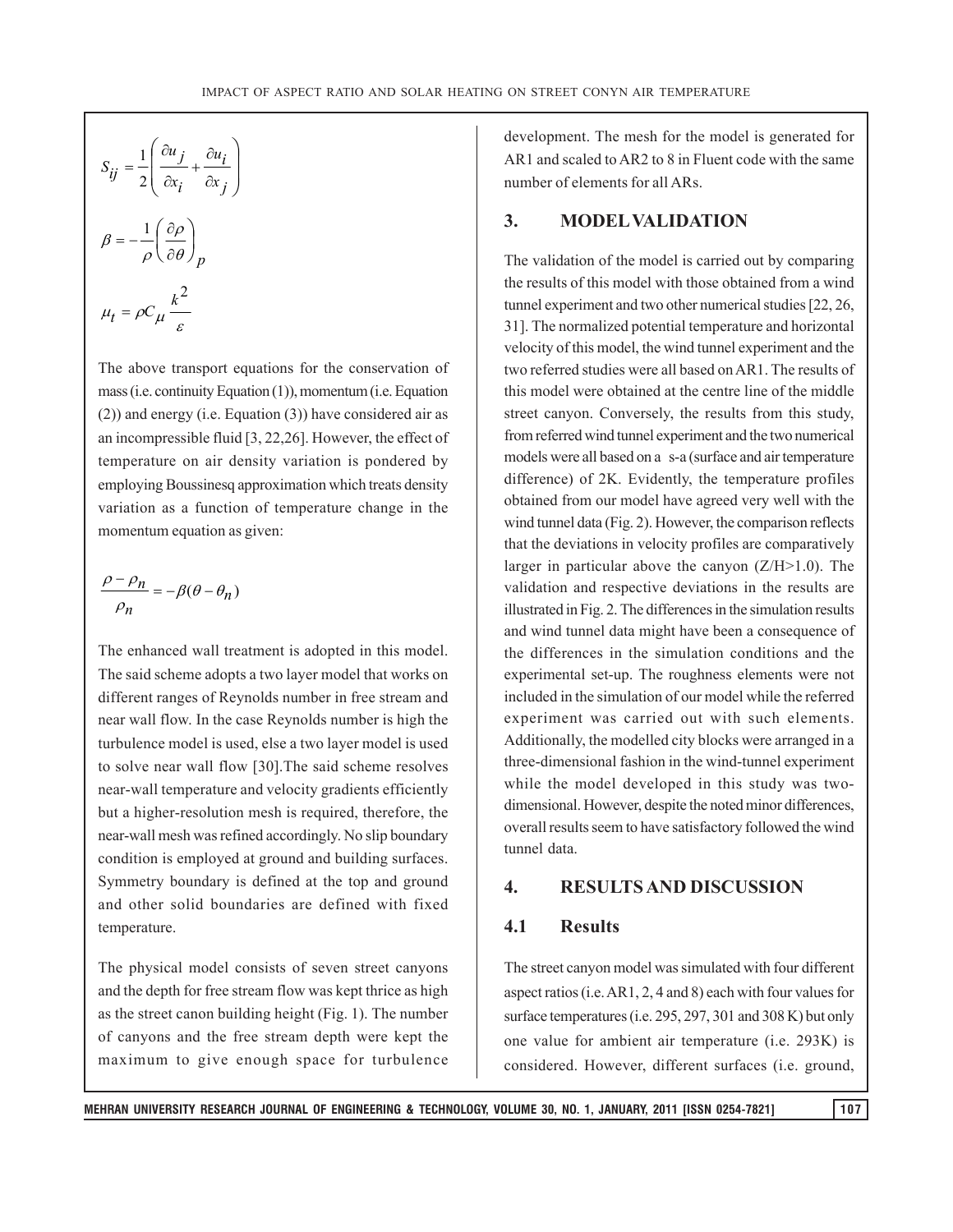$$S_{ij} = \frac{1}{2}\left(\frac{\partial u_j}{\partial x_i} + \frac{\partial u_i}{\partial x_j}\right)$$

$$\beta = -\frac{1}{\rho}\left(\frac{\partial \rho}{\partial \theta}\right)_p$$

$$\mu_t = \rho C_\mu \frac{k^2}{\varepsilon}$$

The above transport equations for the conservation of mass (i.e. continuity Equation (1)), momentum (i.e. Equation (2)) and energy (i.e. Equation (3)) have considered air as an incompressible fluid [3, 22,26]. However, the effect of temperature on air density variation is pondered by employing Boussinesq approximation which treats density variation as a function of temperature change in the momentum equation as given:

$$\frac{\rho - \rho_n}{\rho_n} = -\beta(\theta - \theta_n)$$

The enhanced wall treatment is adopted in this model. The said scheme adopts a two layer model that works on different ranges of Reynolds number in free stream and near wall flow. In the case Reynolds number is high the turbulence model is used, else a two layer model is used to solve near wall flow [30].The said scheme resolves near-wall temperature and velocity gradients efficiently but a higher-resolution mesh is required, therefore, the near-wall mesh was refined accordingly. No slip boundary condition is employed at ground and building surfaces. Symmetry boundary is defined at the top and ground and other solid boundaries are defined with fixed temperature.

The physical model consists of seven street canyons and the depth for free stream flow was kept thrice as high as the street canon building height (Fig. 1). The number of canyons and the free stream depth were kept the maximum to give enough space for turbulence development. The mesh for the model is generated for AR1 and scaled to AR2 to 8 in Fluent code with the same number of elements for all ARs.

## 3. MODEL VALIDATION

The validation of the model is carried out by comparing the results of this model with those obtained from a wind tunnel experiment and two other numerical studies [22, 26, 31]. The normalized potential temperature and horizontal velocity of this model, the wind tunnel experiment and the two referred studies were all based on AR1. The results of this model were obtained at the centre line of the middle street canyon. Conversely, the results from this study, from referred wind tunnel experiment and the two numerical models were all based on a s-a (surface and air temperature difference) of 2K. Evidently, the temperature profiles obtained from our model have agreed very well with the wind tunnel data (Fig. 2). However, the comparison reflects that the deviations in velocity profiles are comparatively larger in particular above the canyon (Z/H>1.0). The validation and respective deviations in the results are illustrated in Fig. 2. The differences in the simulation results and wind tunnel data might have been a consequence of the differences in the simulation conditions and the experimental set-up. The roughness elements were not included in the simulation of our model while the referred experiment was carried out with such elements. Additionally, the modelled city blocks were arranged in a three-dimensional fashion in the wind-tunnel experiment while the model developed in this study was two-dimensional. However, despite the noted minor differences, overall results seem to have satisfactory followed the wind tunnel data.

## 4. RESULTS AND DISCUSSION

### 4.1 Results

The street canyon model was simulated with four different aspect ratios (i.e. AR1, 2, 4 and 8) each with four values for surface temperatures (i.e. 295, 297, 301 and 308 K) but only one value for ambient air temperature (i.e. 293K) is considered. However, different surfaces (i.e. ground,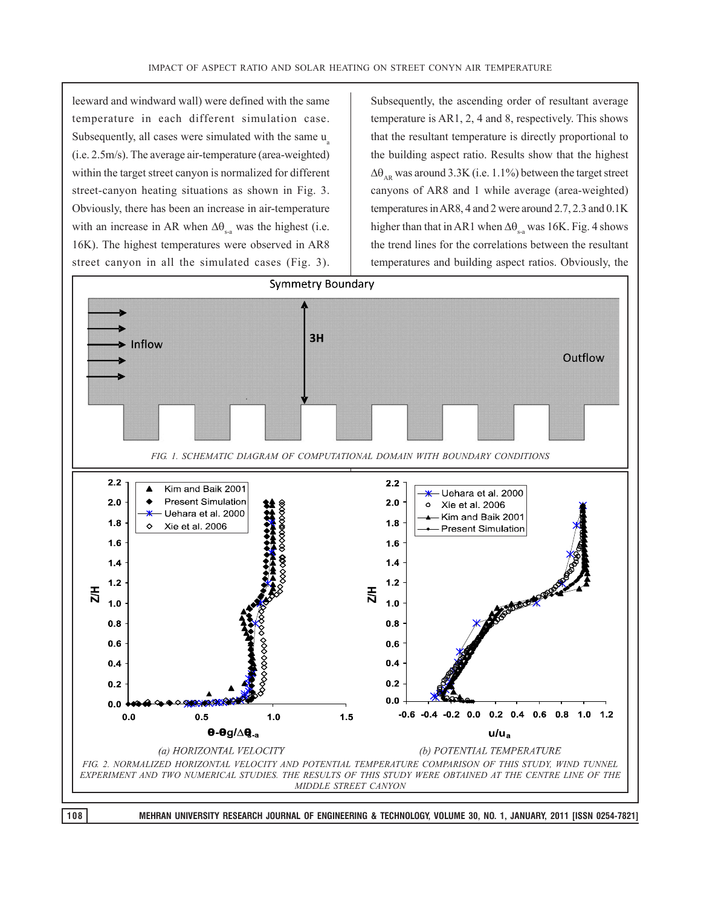leeward and windward wall) were defined with the same temperature in each different simulation case. Subsequently, all cases were simulated with the same $u_a$ (i.e. 2.5m/s). The average air-temperature (area-weighted) within the target street canyon is normalized for different street-canyon heating situations as shown in Fig. 3. Obviously, there has been an increase in air-temperature with an increase in AR when $\Delta\theta_{s-a}$ was the highest (i.e. 16K). The highest temperatures were observed in AR8 street canyon in all the simulated cases (Fig. 3). Subsequently, the ascending order of resultant average temperature is AR1, 2, 4 and 8, respectively. This shows that the resultant temperature is directly proportional to the building aspect ratio. Results show that the highest $\Delta\theta_{AR}$ was around 3.3K (i.e. 1.1%) between the target street canyons of AR8 and 1 while average (area-weighted) temperatures in AR8, 4 and 2 were around 2.7, 2.3 and 0.1K higher than that in AR1 when $\Delta\theta_{s-a}$ was 16K. Fig. 4 shows the trend lines for the correlations between the resultant temperatures and building aspect ratios. Obviously, the

FIG. 1. SCHEMATIC DIAGRAM OF COMPUTATIONAL DOMAIN WITH BOUNDARY CONDITIONS

(a) HORIZONTAL VELOCITY

(b) POTENTIAL TEMPERATURE

FIG. 2. NORMALIZED HORIZONTAL VELOCITY AND POTENTIAL TEMPERATURE COMPARISON OF THIS STUDY, WIND TUNNEL EXPERIMENT AND TWO NUMERICAL STUDIES. THE RESULTS OF THIS STUDY WERE OBTAINED AT THE CENTRE LINE OF THE MIDDLE STREET CANYON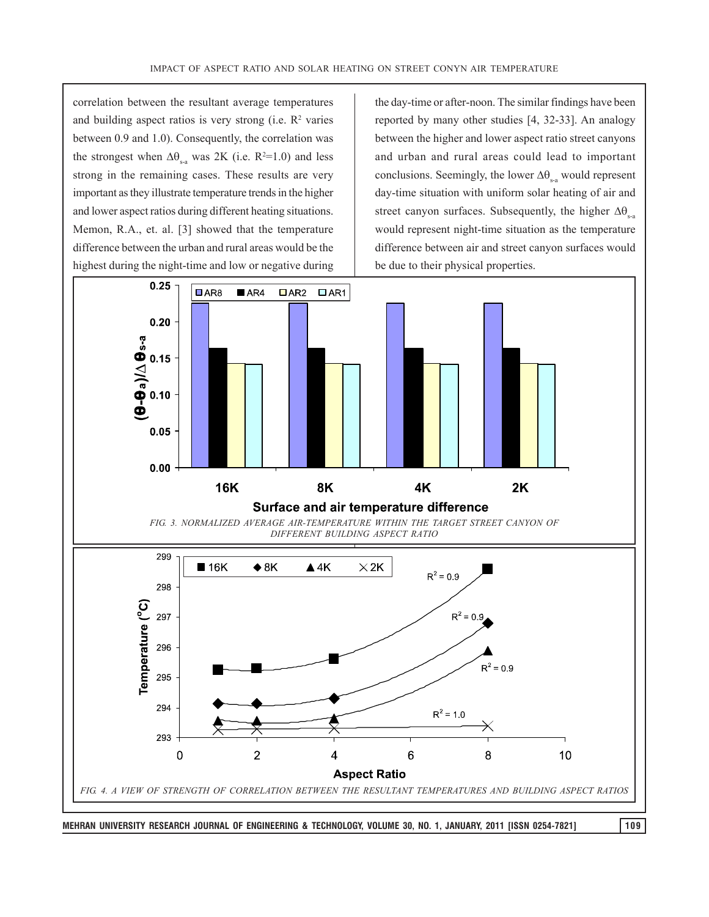correlation between the resultant average temperatures and building aspect ratios is very strong (i.e. $R^2$ varies between 0.9 and 1.0). Consequently, the correlation was the strongest when $\Delta\theta_{s-a}$ was 2K (i.e. $R^2$=1.0) and less strong in the remaining cases. These results are very important as they illustrate temperature trends in the higher and lower aspect ratios during different heating situations. Memon, R.A., et. al. [3] showed that the temperature difference between the urban and rural areas would be the highest during the night-time and low or negative during the day-time or after-noon. The similar findings have been reported by many other studies [4, 32-33]. An analogy between the higher and lower aspect ratio street canyons and urban and rural areas could lead to important conclusions. Seemingly, the lower $\Delta\theta_{s-a}$ would represent day-time situation with uniform solar heating of air and street canyon surfaces. Subsequently, the higher $\Delta\theta_{s-a}$ would represent night-time situation as the temperature difference between air and street canyon surfaces would be due to their physical properties.

*FIG. 3. NORMALIZED AVERAGE AIR-TEMPERATURE WITHIN THE TARGET STREET CANYON OF DIFFERENT BUILDING ASPECT RATIO*

*FIG. 4. A VIEW OF STRENGTH OF CORRELATION BETWEEN THE RESULTANT TEMPERATURES AND BUILDING ASPECT RATIOS*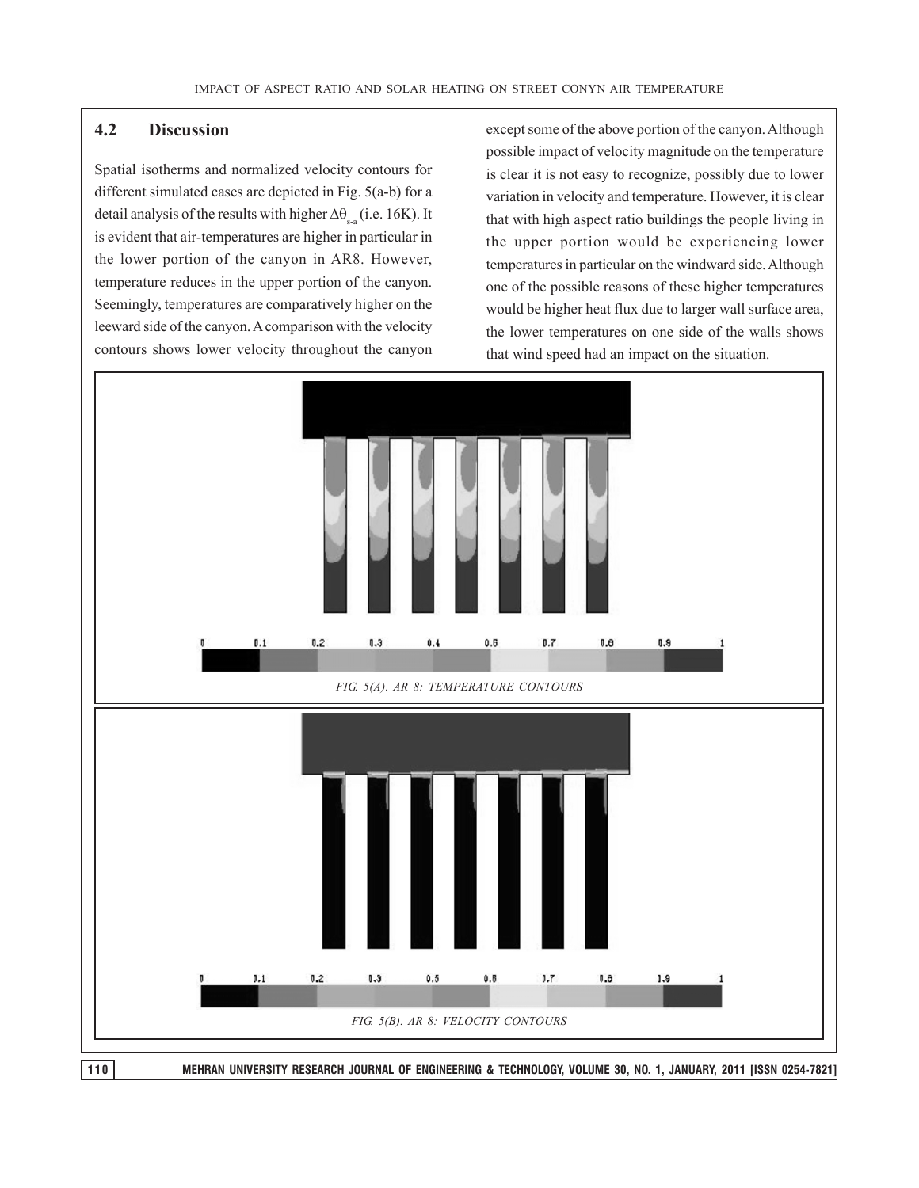## 4.2 Discussion

Spatial isotherms and normalized velocity contours for different simulated cases are depicted in Fig. 5(a-b) for a detail analysis of the results with higher $\Delta\theta_{s-a}$ (i.e. 16K). It is evident that air-temperatures are higher in particular in the lower portion of the canyon in AR8. However, temperature reduces in the upper portion of the canyon. Seemingly, temperatures are comparatively higher on the leeward side of the canyon. A comparison with the velocity contours shows lower velocity throughout the canyon except some of the above portion of the canyon. Although possible impact of velocity magnitude on the temperature is clear it is not easy to recognize, possibly due to lower variation in velocity and temperature. However, it is clear that with high aspect ratio buildings the people living in the upper portion would be experiencing lower temperatures in particular on the windward side. Although one of the possible reasons of these higher temperatures would be higher heat flux due to larger wall surface area, the lower temperatures on one side of the walls shows that wind speed had an impact on the situation.

0 0.1 0.2 0.3 0.4 0.6 0.7 0.8 0.9 1

*FIG. 5(A). AR 8: TEMPERATURE CONTOURS*

0 0.1 0.2 0.3 0.5 0.6 0.7 0.8 0.9 1

*FIG. 5(B). AR 8: VELOCITY CONTOURS*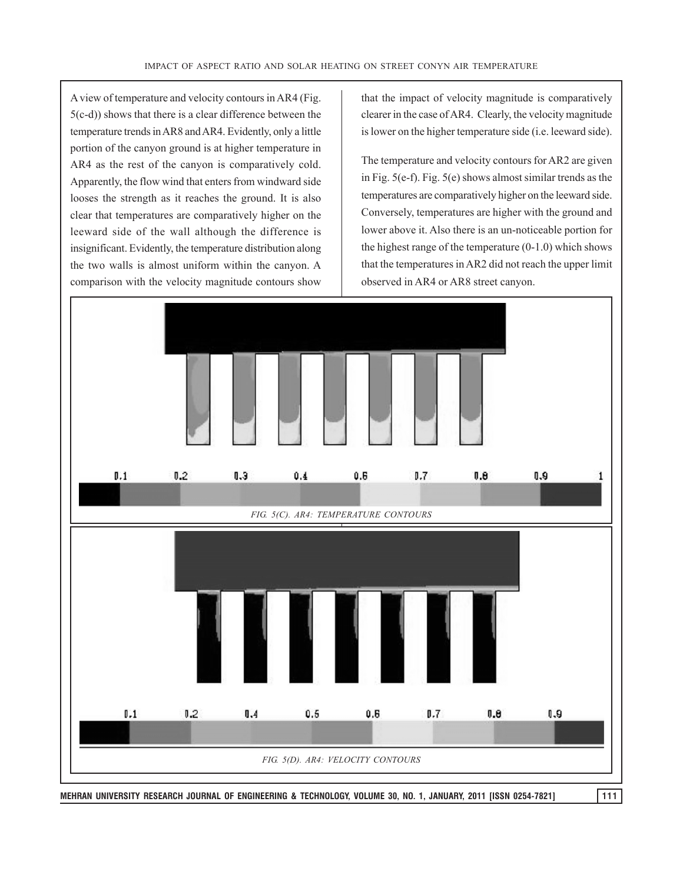A view of temperature and velocity contours in AR4 (Fig. 5(c-d)) shows that there is a clear difference between the temperature trends in AR8 and AR4. Evidently, only a little portion of the canyon ground is at higher temperature in AR4 as the rest of the canyon is comparatively cold. Apparently, the flow wind that enters from windward side looses the strength as it reaches the ground. It is also clear that temperatures are comparatively higher on the leeward side of the wall although the difference is insignificant. Evidently, the temperature distribution along the two walls is almost uniform within the canyon. A comparison with the velocity magnitude contours show that the impact of velocity magnitude is comparatively clearer in the case of AR4. Clearly, the velocity magnitude is lower on the higher temperature side (i.e. leeward side).

The temperature and velocity contours for AR2 are given in Fig. 5(e-f). Fig. 5(e) shows almost similar trends as the temperatures are comparatively higher on the leeward side. Conversely, temperatures are higher with the ground and lower above it. Also there is an un-noticeable portion for the highest range of the temperature (0-1.0) which shows that the temperatures in AR2 did not reach the upper limit observed in AR4 or AR8 street canyon.

0.1 0.2 0.3 0.4 0.6 0.7 0.8 0.9 1

*FIG. 5(C). AR4: TEMPERATURE CONTOURS*

0.1 0.2 0.4 0.5 0.6 0.7 0.8 0.9

*FIG. 5(D). AR4: VELOCITY CONTOURS*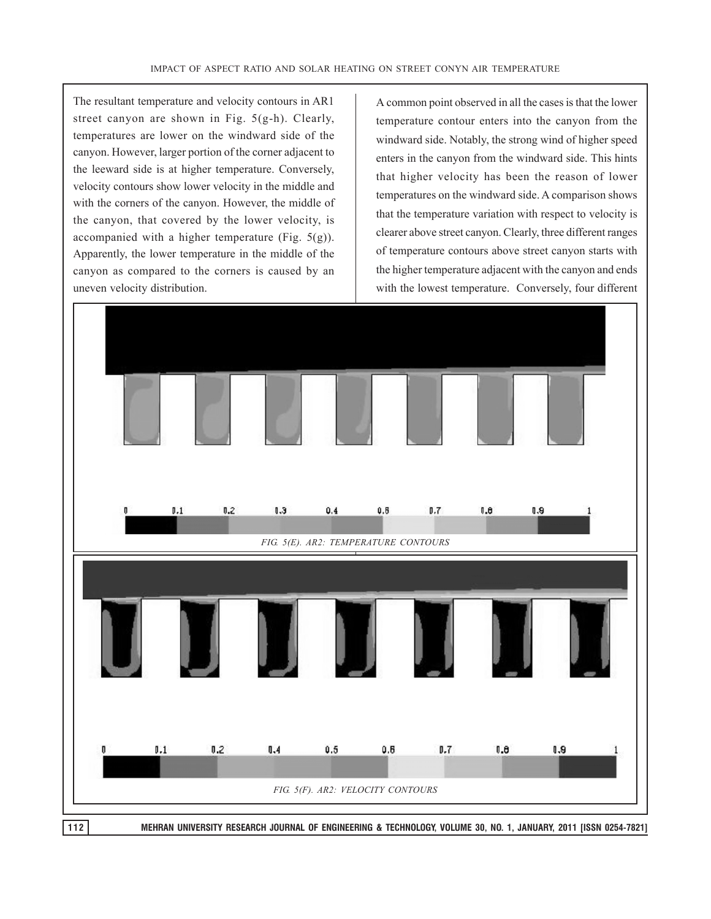The resultant temperature and velocity contours in AR1 street canyon are shown in Fig. 5(g-h). Clearly, temperatures are lower on the windward side of the canyon. However, larger portion of the corner adjacent to the leeward side is at higher temperature. Conversely, velocity contours show lower velocity in the middle and with the corners of the canyon. However, the middle of the canyon, that covered by the lower velocity, is accompanied with a higher temperature (Fig. 5(g)). Apparently, the lower temperature in the middle of the canyon as compared to the corners is caused by an uneven velocity distribution.

A common point observed in all the cases is that the lower temperature contour enters into the canyon from the windward side. Notably, the strong wind of higher speed enters in the canyon from the windward side. This hints that higher velocity has been the reason of lower temperatures on the windward side. A comparison shows that the temperature variation with respect to velocity is clearer above street canyon. Clearly, three different ranges of temperature contours above street canyon starts with the higher temperature adjacent with the canyon and ends with the lowest temperature. Conversely, four different

*FIG. 5(E). AR2: TEMPERATURE CONTOURS*

*FIG. 5(F). AR2: VELOCITY CONTOURS*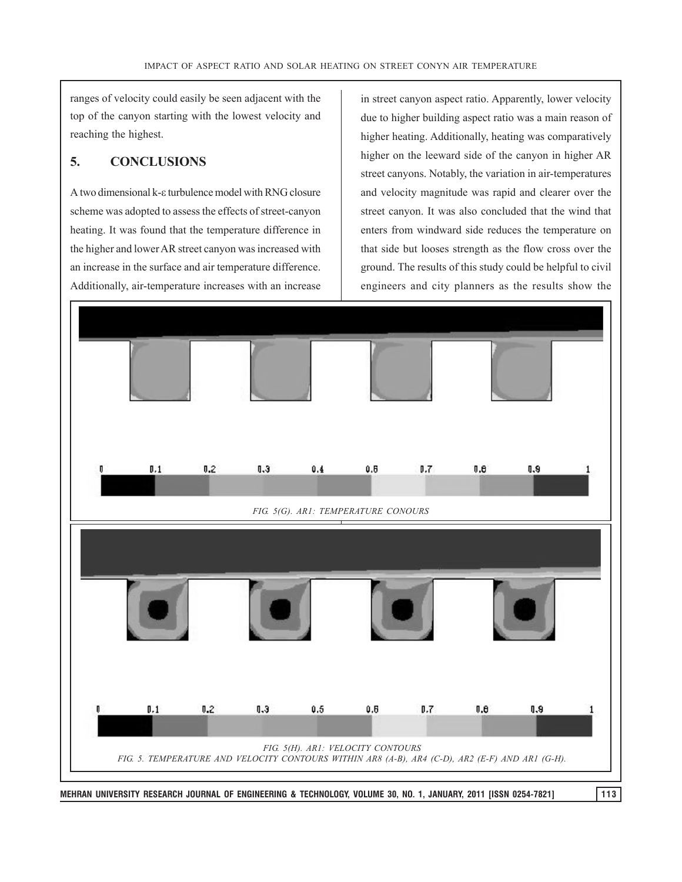ranges of velocity could easily be seen adjacent with the top of the canyon starting with the lowest velocity and reaching the highest.

## 5. CONCLUSIONS

A two dimensional k-ε turbulence model with RNG closure scheme was adopted to assess the effects of street-canyon heating. It was found that the temperature difference in the higher and lower AR street canyon was increased with an increase in the surface and air temperature difference. Additionally, air-temperature increases with an increase in street canyon aspect ratio. Apparently, lower velocity due to higher building aspect ratio was a main reason of higher heating. Additionally, heating was comparatively higher on the leeward side of the canyon in higher AR street canyons. Notably, the variation in air-temperatures and velocity magnitude was rapid and clearer over the street canyon. It was also concluded that the wind that enters from windward side reduces the temperature on that side but looses strength as the flow cross over the ground. The results of this study could be helpful to civil engineers and city planners as the results show the

0 0.1 0.2 0.3 0.4 0.6 0.7 0.8 0.9 1

*FIG. 5(G). AR1: TEMPERATURE CONOURS*

0 0.1 0.2 0.3 0.5 0.6 0.7 0.8 0.9 1

*FIG. 5(H). AR1: VELOCITY CONTOURS*

*FIG. 5. TEMPERATURE AND VELOCITY CONTOURS WITHIN AR8 (A-B), AR4 (C-D), AR2 (E-F) AND AR1 (G-H).*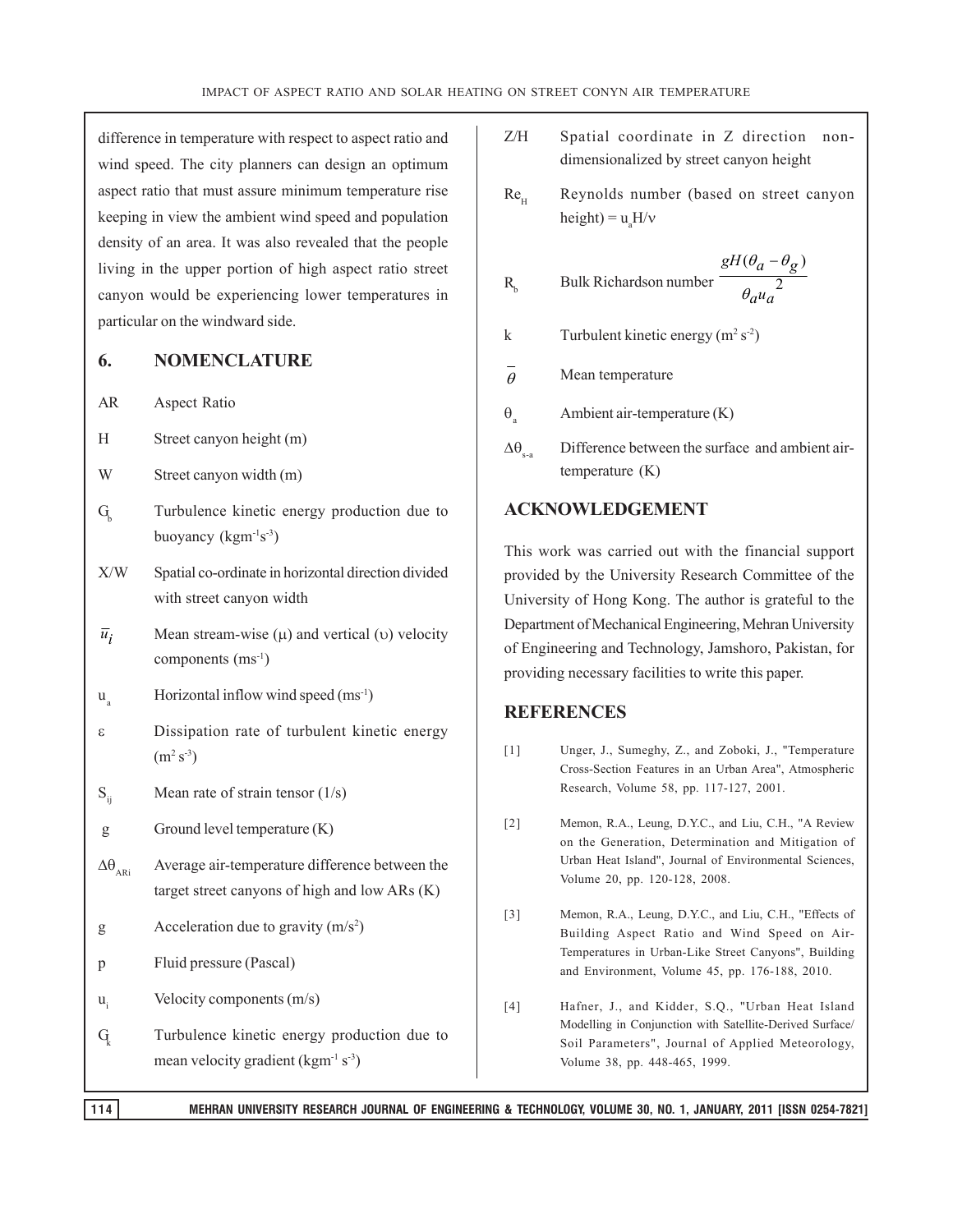difference in temperature with respect to aspect ratio and wind speed. The city planners can design an optimum aspect ratio that must assure minimum temperature rise keeping in view the ambient wind speed and population density of an area. It was also revealed that the people living in the upper portion of high aspect ratio street canyon would be experiencing lower temperatures in particular on the windward side.

## 6. NOMENCLATURE

- AR — Aspect Ratio
- H — Street canyon height (m)
- W — Street canyon width (m)
- $G_b$ — Turbulence kinetic energy production due to buoyancy ($kgm^{-1}s^{-3}$)
- X/W — Spatial co-ordinate in horizontal direction divided with street canyon width
- $\overline{u}_i$ — Mean stream-wise ($\mu$) and vertical ($\upsilon$) velocity components ($ms^{-1}$)
- $u_a$ — Horizontal inflow wind speed ($ms^{-1}$)
- $\varepsilon$ — Dissipation rate of turbulent kinetic energy ($m^2 s^{-3}$)
- $S_{ij}$ — Mean rate of strain tensor (1/s)
- g — Ground level temperature (K)
- $\Delta\theta_{ARi}$ — Average air-temperature difference between the target street canyons of high and low ARs (K)
- g — Acceleration due to gravity ($m/s^2$)
- p — Fluid pressure (Pascal)
- $u_i$ — Velocity components (m/s)
- $G_k$ — Turbulence kinetic energy production due to mean velocity gradient ($kgm^{-1} s^{-3}$)
- Z/H — Spatial coordinate in Z direction non-dimensionalized by street canyon height
- $Re_H$ — Reynolds number (based on street canyon height) = $u_a H/\nu$
- $R_b$ — Bulk Richardson number $\dfrac{gH(\theta_a - \theta_g)}{\theta_a u_a{}^2}$
- k — Turbulent kinetic energy ($m^2 s^{-2}$)
- $\overline{\theta}$ — Mean temperature
- $\theta_a$ — Ambient air-temperature (K)
- $\Delta\theta_{s-a}$ — Difference between the surface and ambient air-temperature (K)

## ACKNOWLEDGEMENT

This work was carried out with the financial support provided by the University Research Committee of the University of Hong Kong. The author is grateful to the Department of Mechanical Engineering, Mehran University of Engineering and Technology, Jamshoro, Pakistan, for providing necessary facilities to write this paper.

## REFERENCES

[1] Unger, J., Sumeghy, Z., and Zoboki, J., "Temperature Cross-Section Features in an Urban Area", Atmospheric Research, Volume 58, pp. 117-127, 2001.

[2] Memon, R.A., Leung, D.Y.C., and Liu, C.H., "A Review on the Generation, Determination and Mitigation of Urban Heat Island", Journal of Environmental Sciences, Volume 20, pp. 120-128, 2008.

[3] Memon, R.A., Leung, D.Y.C., and Liu, C.H., "Effects of Building Aspect Ratio and Wind Speed on Air-Temperatures in Urban-Like Street Canyons", Building and Environment, Volume 45, pp. 176-188, 2010.

[4] Hafner, J., and Kidder, S.Q., "Urban Heat Island Modelling in Conjunction with Satellite-Derived Surface/Soil Parameters", Journal of Applied Meteorology, Volume 38, pp. 448-465, 1999.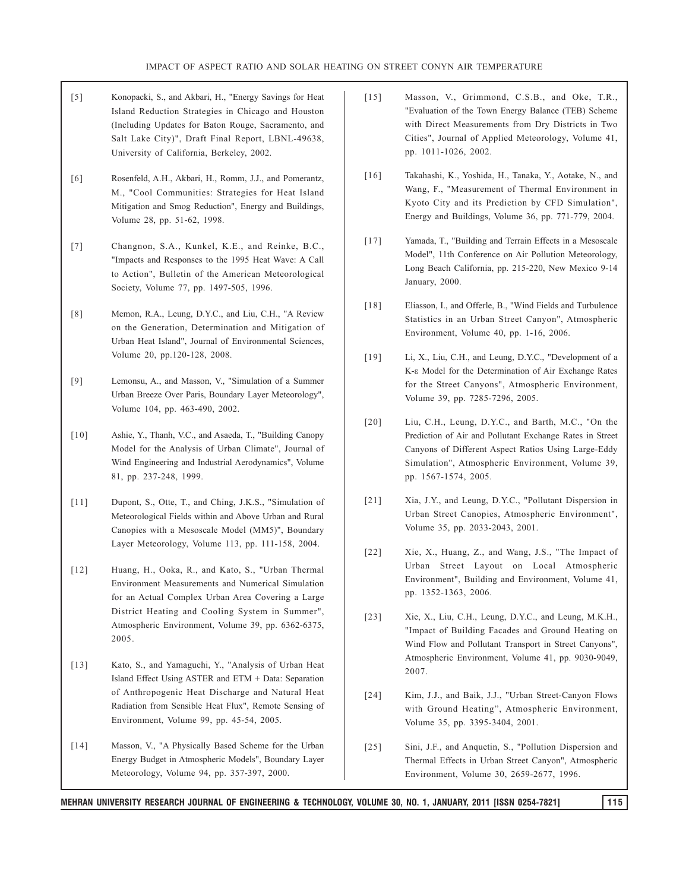[5] Konopacki, S., and Akbari, H., "Energy Savings for Heat Island Reduction Strategies in Chicago and Houston (Including Updates for Baton Rouge, Sacramento, and Salt Lake City)", Draft Final Report, LBNL-49638, University of California, Berkeley, 2002.

[6] Rosenfeld, A.H., Akbari, H., Romm, J.J., and Pomerantz, M., "Cool Communities: Strategies for Heat Island Mitigation and Smog Reduction", Energy and Buildings, Volume 28, pp. 51-62, 1998.

[7] Changnon, S.A., Kunkel, K.E., and Reinke, B.C., "Impacts and Responses to the 1995 Heat Wave: A Call to Action", Bulletin of the American Meteorological Society, Volume 77, pp. 1497-505, 1996.

[8] Memon, R.A., Leung, D.Y.C., and Liu, C.H., "A Review on the Generation, Determination and Mitigation of Urban Heat Island", Journal of Environmental Sciences, Volume 20, pp.120-128, 2008.

[9] Lemonsu, A., and Masson, V., "Simulation of a Summer Urban Breeze Over Paris, Boundary Layer Meteorology", Volume 104, pp. 463-490, 2002.

[10] Ashie, Y., Thanh, V.C., and Asaeda, T., "Building Canopy Model for the Analysis of Urban Climate", Journal of Wind Engineering and Industrial Aerodynamics", Volume 81, pp. 237-248, 1999.

[11] Dupont, S., Otte, T., and Ching, J.K.S., "Simulation of Meteorological Fields within and Above Urban and Rural Canopies with a Mesoscale Model (MM5)", Boundary Layer Meteorology, Volume 113, pp. 111-158, 2004.

[12] Huang, H., Ooka, R., and Kato, S., "Urban Thermal Environment Measurements and Numerical Simulation for an Actual Complex Urban Area Covering a Large District Heating and Cooling System in Summer", Atmospheric Environment, Volume 39, pp. 6362-6375, 2005.

[13] Kato, S., and Yamaguchi, Y., "Analysis of Urban Heat Island Effect Using ASTER and ETM + Data: Separation of Anthropogenic Heat Discharge and Natural Heat Radiation from Sensible Heat Flux", Remote Sensing of Environment, Volume 99, pp. 45-54, 2005.

[14] Masson, V., "A Physically Based Scheme for the Urban Energy Budget in Atmospheric Models", Boundary Layer Meteorology, Volume 94, pp. 357-397, 2000.

[15] Masson, V., Grimmond, C.S.B., and Oke, T.R., "Evaluation of the Town Energy Balance (TEB) Scheme with Direct Measurements from Dry Districts in Two Cities", Journal of Applied Meteorology, Volume 41, pp. 1011-1026, 2002.

[16] Takahashi, K., Yoshida, H., Tanaka, Y., Aotake, N., and Wang, F., "Measurement of Thermal Environment in Kyoto City and its Prediction by CFD Simulation", Energy and Buildings, Volume 36, pp. 771-779, 2004.

[17] Yamada, T., "Building and Terrain Effects in a Mesoscale Model", 11th Conference on Air Pollution Meteorology, Long Beach California, pp. 215-220, New Mexico 9-14 January, 2000.

[18] Eliasson, I., and Offerle, B., "Wind Fields and Turbulence Statistics in an Urban Street Canyon", Atmospheric Environment, Volume 40, pp. 1-16, 2006.

[19] Li, X., Liu, C.H., and Leung, D.Y.C., "Development of a K-ε Model for the Determination of Air Exchange Rates for the Street Canyons", Atmospheric Environment, Volume 39, pp. 7285-7296, 2005.

[20] Liu, C.H., Leung, D.Y.C., and Barth, M.C., "On the Prediction of Air and Pollutant Exchange Rates in Street Canyons of Different Aspect Ratios Using Large-Eddy Simulation", Atmospheric Environment, Volume 39, pp. 1567-1574, 2005.

[21] Xia, J.Y., and Leung, D.Y.C., "Pollutant Dispersion in Urban Street Canopies, Atmospheric Environment", Volume 35, pp. 2033-2043, 2001.

[22] Xie, X., Huang, Z., and Wang, J.S., "The Impact of Urban Street Layout on Local Atmospheric Environment", Building and Environment, Volume 41, pp. 1352-1363, 2006.

[23] Xie, X., Liu, C.H., Leung, D.Y.C., and Leung, M.K.H., "Impact of Building Facades and Ground Heating on Wind Flow and Pollutant Transport in Street Canyons", Atmospheric Environment, Volume 41, pp. 9030-9049, 2007.

[24] Kim, J.J., and Baik, J.J., "Urban Street-Canyon Flows with Ground Heating", Atmospheric Environment, Volume 35, pp. 3395-3404, 2001.

[25] Sini, J.F., and Anquetin, S., "Pollution Dispersion and Thermal Effects in Urban Street Canyon", Atmospheric Environment, Volume 30, 2659-2677, 1996.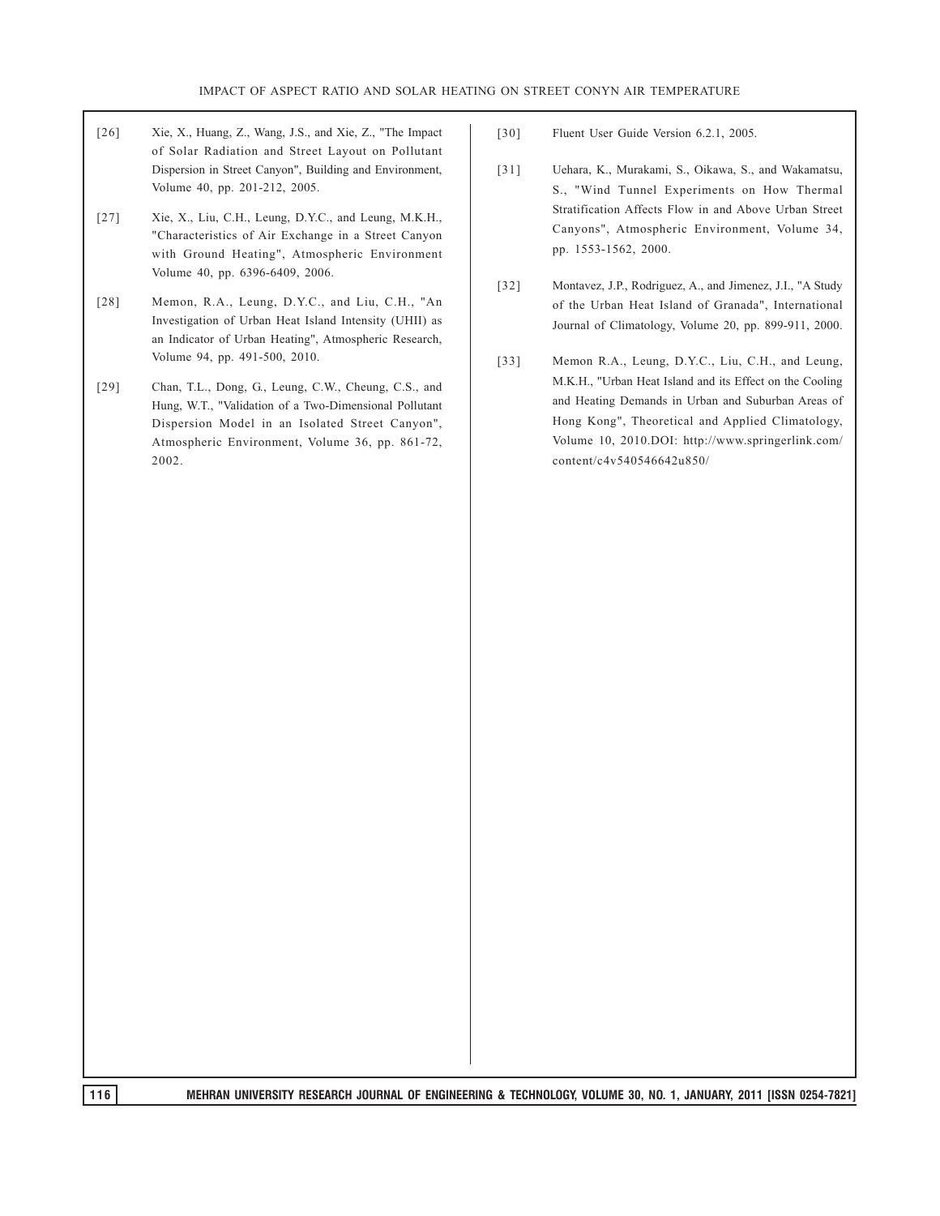[26] Xie, X., Huang, Z., Wang, J.S., and Xie, Z., "The Impact of Solar Radiation and Street Layout on Pollutant Dispersion in Street Canyon", Building and Environment, Volume 40, pp. 201-212, 2005.

[27] Xie, X., Liu, C.H., Leung, D.Y.C., and Leung, M.K.H., "Characteristics of Air Exchange in a Street Canyon with Ground Heating", Atmospheric Environment Volume 40, pp. 6396-6409, 2006.

[28] Memon, R.A., Leung, D.Y.C., and Liu, C.H., "An Investigation of Urban Heat Island Intensity (UHII) as an Indicator of Urban Heating", Atmospheric Research, Volume 94, pp. 491-500, 2010.

[29] Chan, T.L., Dong, G., Leung, C.W., Cheung, C.S., and Hung, W.T., "Validation of a Two-Dimensional Pollutant Dispersion Model in an Isolated Street Canyon", Atmospheric Environment, Volume 36, pp. 861-72, 2002.

[30] Fluent User Guide Version 6.2.1, 2005.

[31] Uehara, K., Murakami, S., Oikawa, S., and Wakamatsu, S., "Wind Tunnel Experiments on How Thermal Stratification Affects Flow in and Above Urban Street Canyons", Atmospheric Environment, Volume 34, pp. 1553-1562, 2000.

[32] Montavez, J.P., Rodriguez, A., and Jimenez, J.I., "A Study of the Urban Heat Island of Granada", International Journal of Climatology, Volume 20, pp. 899-911, 2000.

[33] Memon R.A., Leung, D.Y.C., Liu, C.H., and Leung, M.K.H., "Urban Heat Island and its Effect on the Cooling and Heating Demands in Urban and Suburban Areas of Hong Kong", Theoretical and Applied Climatology, Volume 10, 2010.DOI: http://www.springerlink.com/content/c4v540546642u850/